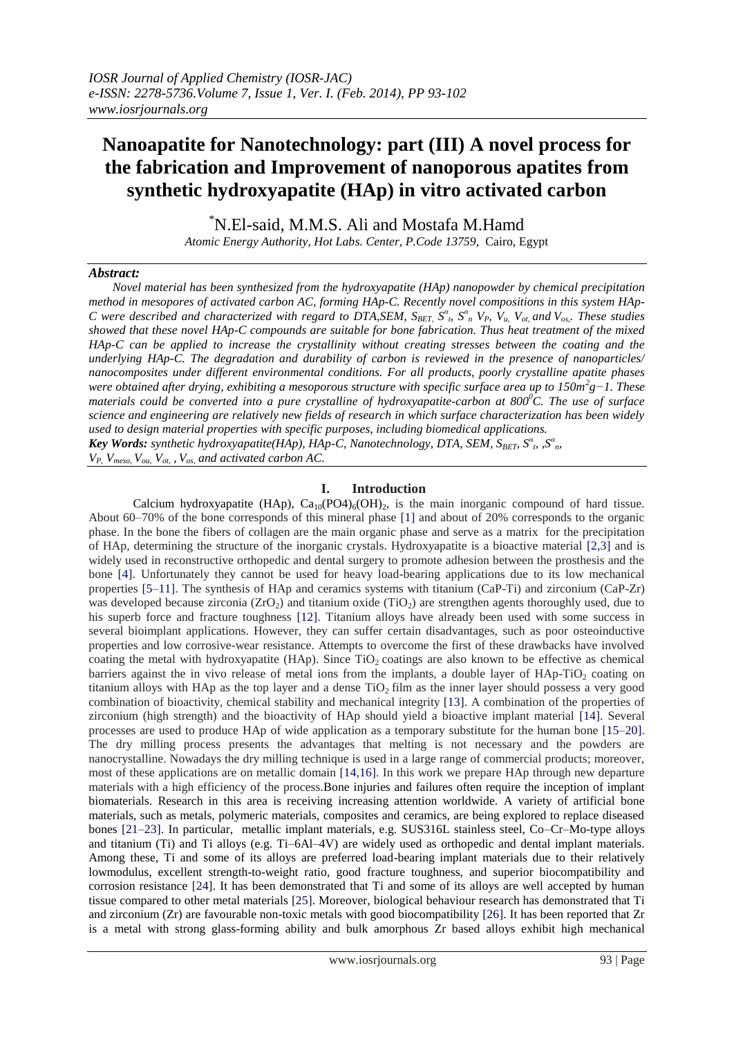# Nanoapatite for Nanotechnology: part (III) A novel process for the fabrication and Improvement of nanoporous apatites from synthetic hydroxyapatite (HAp) in vitro activated carbon

*N.El-said, M.M.S. Ali and Mostafa M.Hamd

*Atomic Energy Authority, Hot Labs. Center, P.Code 13759,* Cairo, Egypt

## *Abstract:*

*Novel material has been synthesized from the hydroxyapatite (HAp) nanopowder by chemical precipitation method in mesopores of activated carbon AC, forming HAp-C. Recently novel compositions in this system HAp-C were described and characterized with regard to DTA,SEM, $S_{BET}$, $S^{\alpha}_{t}$, $S^{\alpha}_{n}$ $V_P$, $V_u$, $V_{ot}$ and $V_{os}$. These studies showed that these novel HAp-C compounds are suitable for bone fabrication. Thus heat treatment of the mixed HAp-C can be applied to increase the crystallinity without creating stresses between the coating and the underlying HAp-C. The degradation and durability of carbon is reviewed in the presence of nanoparticles/ nanocomposites under different environmental conditions. For all products, poorly crystalline apatite phases were obtained after drying, exhibiting a mesoporous structure with specific surface area up to 150$m^2g^{-1}$. These materials could be converted into a pure crystalline of hydroxyapatite-carbon at 800$^0$C. The use of surface science and engineering are relatively new fields of research in which surface characterization has been widely used to design material properties with specific purposes, including biomedical applications.*

***Key Words:** synthetic hydroxyapatite(HAp), HAp-C, Nanotechnology, DTA, SEM, $S_{BET}$, $S^{\alpha}_{t}$, ,$S^{\alpha}_{n}$, $V_P$, $V_{meso}$, $V_{ou}$, $V_{ot}$, , $V_{os}$, and activated carbon AC.*

## I. Introduction

Calcium hydroxyapatite (HAp), $Ca_{10}(PO4)_6(OH)_2$, is the main inorganic compound of hard tissue. About 60–70% of the bone corresponds of this mineral phase [1] and about of 20% corresponds to the organic phase. In the bone the fibers of collagen are the main organic phase and serve as a matrix for the precipitation of HAp, determining the structure of the inorganic crystals. Hydroxyapatite is a bioactive material [2,3] and is widely used in reconstructive orthopedic and dental surgery to promote adhesion between the prosthesis and the bone [4]. Unfortunately they cannot be used for heavy load-bearing applications due to its low mechanical properties [5–11]. The synthesis of HAp and ceramics systems with titanium (CaP-Ti) and zirconium (CaP-Zr) was developed because zirconia ($ZrO_2$) and titanium oxide ($TiO_2$) are strengthen agents thoroughly used, due to his superb force and fracture toughness [12]. Titanium alloys have already been used with some success in several bioimplant applications. However, they can suffer certain disadvantages, such as poor osteoinductive properties and low corrosive-wear resistance. Attempts to overcome the first of these drawbacks have involved coating the metal with hydroxyapatite (HAp). Since $TiO_2$ coatings are also known to be effective as chemical barriers against the in vivo release of metal ions from the implants, a double layer of HAp-$TiO_2$ coating on titanium alloys with HAp as the top layer and a dense $TiO_2$ film as the inner layer should possess a very good combination of bioactivity, chemical stability and mechanical integrity [13]. A combination of the properties of zirconium (high strength) and the bioactivity of HAp should yield a bioactive implant material [14]. Several processes are used to produce HAp of wide application as a temporary substitute for the human bone [15–20]. The dry milling process presents the advantages that melting is not necessary and the powders are nanocrystalline. Nowadays the dry milling technique is used in a large range of commercial products; moreover, most of these applications are on metallic domain [14,16]. In this work we prepare HAp through new departure materials with a high efficiency of the process.Bone injuries and failures often require the inception of implant biomaterials. Research in this area is receiving increasing attention worldwide. A variety of artificial bone materials, such as metals, polymeric materials, composites and ceramics, are being explored to replace diseased bones [21–23]. In particular, metallic implant materials, e.g. SUS316L stainless steel, Co–Cr–Mo-type alloys and titanium (Ti) and Ti alloys (e.g. Ti–6Al–4V) are widely used as orthopedic and dental implant materials. Among these, Ti and some of its alloys are preferred load-bearing implant materials due to their relatively lowmodulus, excellent strength-to-weight ratio, good fracture toughness, and superior biocompatibility and corrosion resistance [24]. It has been demonstrated that Ti and some of its alloys are well accepted by human tissue compared to other metal materials [25]. Moreover, biological behaviour research has demonstrated that Ti and zirconium (Zr) are favourable non-toxic metals with good biocompatibility [26]. It has been reported that Zr is a metal with strong glass-forming ability and bulk amorphous Zr based alloys exhibit high mechanical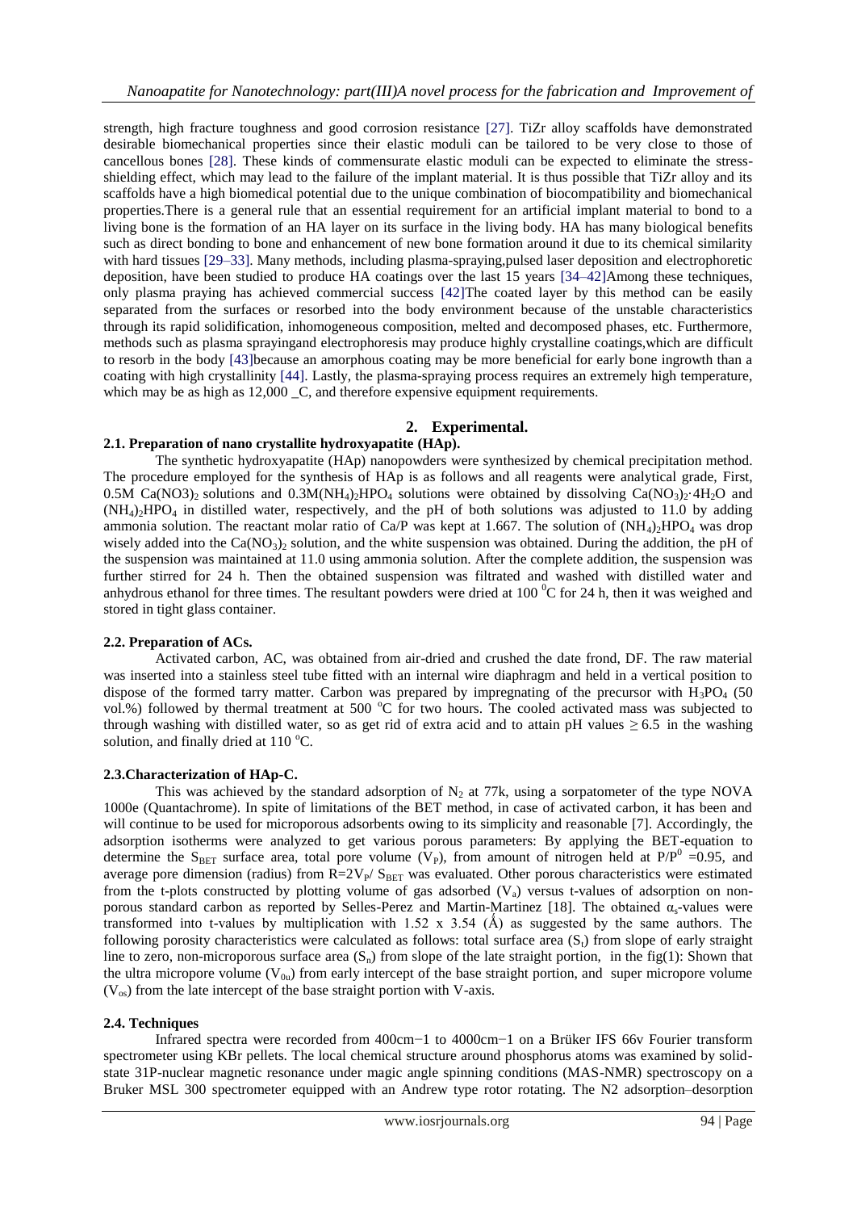strength, high fracture toughness and good corrosion resistance [27]. TiZr alloy scaffolds have demonstrated desirable biomechanical properties since their elastic moduli can be tailored to be very close to those of cancellous bones [28]. These kinds of commensurate elastic moduli can be expected to eliminate the stress-shielding effect, which may lead to the failure of the implant material. It is thus possible that TiZr alloy and its scaffolds have a high biomedical potential due to the unique combination of biocompatibility and biomechanical properties.There is a general rule that an essential requirement for an artificial implant material to bond to a living bone is the formation of an HA layer on its surface in the living body. HA has many biological benefits such as direct bonding to bone and enhancement of new bone formation around it due to its chemical similarity with hard tissues [29–33]. Many methods, including plasma-spraying,pulsed laser deposition and electrophoretic deposition, have been studied to produce HA coatings over the last 15 years [34–42]Among these techniques, only plasma praying has achieved commercial success [42]The coated layer by this method can be easily separated from the surfaces or resorbed into the body environment because of the unstable characteristics through its rapid solidification, inhomogeneous composition, melted and decomposed phases, etc. Furthermore, methods such as plasma sprayingand electrophoresis may produce highly crystalline coatings,which are difficult to resorb in the body [43]because an amorphous coating may be more beneficial for early bone ingrowth than a coating with high crystallinity [44]. Lastly, the plasma-spraying process requires an extremely high temperature, which may be as high as 12,000 _C, and therefore expensive equipment requirements.

## 2. Experimental.

### 2.1. Preparation of nano crystallite hydroxyapatite (HAp).

The synthetic hydroxyapatite (HAp) nanopowders were synthesized by chemical precipitation method. The procedure employed for the synthesis of HAp is as follows and all reagents were analytical grade, First, 0.5M $Ca(NO3)_2$ solutions and 0.3M$(NH_4)_2HPO_4$ solutions were obtained by dissolving $Ca(NO_3)_2{\cdot}4H_2O$ and $(NH_4)_2HPO_4$ in distilled water, respectively, and the pH of both solutions was adjusted to 11.0 by adding ammonia solution. The reactant molar ratio of Ca/P was kept at 1.667. The solution of $(NH_4)_2HPO_4$ was drop wisely added into the $Ca(NO_3)_2$ solution, and the white suspension was obtained. During the addition, the pH of the suspension was maintained at 11.0 using ammonia solution. After the complete addition, the suspension was further stirred for 24 h. Then the obtained suspension was filtrated and washed with distilled water and anhydrous ethanol for three times. The resultant powders were dried at 100 $^0$C for 24 h, then it was weighed and stored in tight glass container.

### 2.2. Preparation of ACs.

Activated carbon, AC, was obtained from air-dried and crushed the date frond, DF. The raw material was inserted into a stainless steel tube fitted with an internal wire diaphragm and held in a vertical position to dispose of the formed tarry matter. Carbon was prepared by impregnating of the precursor with $H_3PO_4$ (50 vol.%) followed by thermal treatment at 500 $^o$C for two hours. The cooled activated mass was subjected to through washing with distilled water, so as get rid of extra acid and to attain pH values $\geq 6.5$ in the washing solution, and finally dried at 110 $^o$C.

### 2.3.Characterization of HAp-C.

This was achieved by the standard adsorption of $N_2$ at 77k, using a sorpatometer of the type NOVA 1000e (Quantachrome). In spite of limitations of the BET method, in case of activated carbon, it has been and will continue to be used for microporous adsorbents owing to its simplicity and reasonable [7]. Accordingly, the adsorption isotherms were analyzed to get various porous parameters: By applying the BET-equation to determine the $S_{BET}$ surface area, total pore volume ($V_P$), from amount of nitrogen held at $P/P^0$ =0.95, and average pore dimension (radius) from $R=2V_P/ S_{BET}$ was evaluated. Other porous characteristics were estimated from the t-plots constructed by plotting volume of gas adsorbed ($V_a$) versus t-values of adsorption on non-porous standard carbon as reported by Selles-Perez and Martin-Martinez [18]. The obtained $\alpha_s$-values were transformed into t-values by multiplication with 1.52 x 3.54 (Å) as suggested by the same authors. The following porosity characteristics were calculated as follows: total surface area ($S_t$) from slope of early straight line to zero, non-microporous surface area ($S_n$) from slope of the late straight portion, in the fig(1): Shown that the ultra micropore volume ($V_{0u}$) from early intercept of the base straight portion, and super micropore volume ($V_{os}$) from the late intercept of the base straight portion with V-axis.

### 2.4. Techniques

Infrared spectra were recorded from 400cm−1 to 4000cm−1 on a Brüker IFS 66v Fourier transform spectrometer using KBr pellets. The local chemical structure around phosphorus atoms was examined by solid-state 31P-nuclear magnetic resonance under magic angle spinning conditions (MAS-NMR) spectroscopy on a Bruker MSL 300 spectrometer equipped with an Andrew type rotor rotating. The N2 adsorption–desorption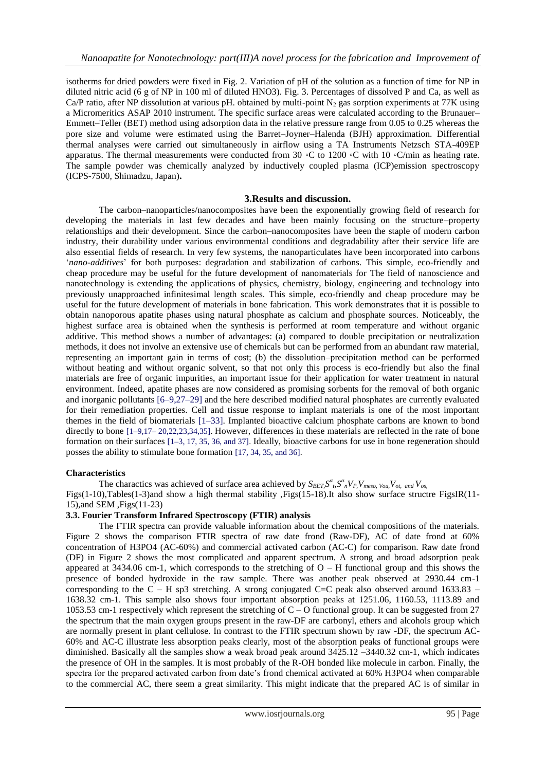isotherms for dried powders were fixed in Fig. 2. Variation of pH of the solution as a function of time for NP in diluted nitric acid (6 g of NP in 100 ml of diluted HNO3). Fig. 3. Percentages of dissolved P and Ca, as well as Ca/P ratio, after NP dissolution at various pH. obtained by multi-point $N_2$ gas sorption experiments at 77K using a Micromeritics ASAP 2010 instrument. The specific surface areas were calculated according to the Brunauer–Emmett–Teller (BET) method using adsorption data in the relative pressure range from 0.05 to 0.25 whereas the pore size and volume were estimated using the Barret–Joyner–Halenda (BJH) approximation. Differential thermal analyses were carried out simultaneously in airflow using a TA Instruments Netzsch STA-409EP apparatus. The thermal measurements were conducted from 30 ◦C to 1200 ◦C with 10 ◦C/min as heating rate. The sample powder was chemically analyzed by inductively coupled plasma (ICP)emission spectroscopy (ICPS-7500, Shimadzu, Japan)**.**

## 3.Results and discussion.

The carbon–nanoparticles/nanocomposites have been the exponentially growing field of research for developing the materials in last few decades and have been mainly focusing on the structure–property relationships and their development. Since the carbon–nanocomposites have been the staple of modern carbon industry, their durability under various environmental conditions and degradability after their service life are also essential fields of research. In very few systems, the nanoparticulates have been incorporated into carbons '*nano-additives*' for both purposes: degradation and stabilization of carbons. This simple, eco-friendly and cheap procedure may be useful for the future development of nanomaterials for The field of nanoscience and nanotechnology is extending the applications of physics, chemistry, biology, engineering and technology into previously unapproached infinitesimal length scales. This simple, eco-friendly and cheap procedure may be useful for the future development of materials in bone fabrication. This work demonstrates that it is possible to obtain nanoporous apatite phases using natural phosphate as calcium and phosphate sources. Noticeably, the highest surface area is obtained when the synthesis is performed at room temperature and without organic additive. This method shows a number of advantages: (a) compared to double precipitation or neutralization methods, it does not involve an extensive use of chemicals but can be performed from an abundant raw material, representing an important gain in terms of cost; (b) the dissolution–precipitation method can be performed without heating and without organic solvent, so that not only this process is eco-friendly but also the final materials are free of organic impurities, an important issue for their application for water treatment in natural environment. Indeed, apatite phases are now considered as promising sorbents for the removal of both organic and inorganic pollutants [6–9,27–29] and the here described modified natural phosphates are currently evaluated for their remediation properties. Cell and tissue response to implant materials is one of the most important themes in the field of biomaterials [1–33]. Implanted bioactive calcium phosphate carbons are known to bond directly to bone [1–9,17– 20,22,23,34,35]. However, differences in these materials are reflected in the rate of bone formation on their surfaces [1–3, 17, 35, 36, and 37]. Ideally, bioactive carbons for use in bone regeneration should posses the ability to stimulate bone formation [17, 34, 35, and 36].

**Characteristics**

The charactics was achieved of surface area achieved by $S_{BET}, S^{\alpha}_{t}, S^{\alpha}_{n} V_{P}, V_{meso,\ Vou,} V_{ot,\ and}\ V_{os,}$ Figs(1-10),Tables(1-3)and show a high thermal stability ,Figs(15-18).It also show surface structre FigsIR(11-15),and SEM ,Figs(11-23)

### 3.3. Fourier Transform Infrared Spectroscopy (FTIR) analysis

The FTIR spectra can provide valuable information about the chemical compositions of the materials. Figure 2 shows the comparison FTIR spectra of raw date frond (Raw-DF), AC of date frond at 60% concentration of H3PO4 (AC-60%) and commercial activated carbon (AC-C) for comparison. Raw date frond (DF) in Figure 2 shows the most complicated and apparent spectrum. A strong and broad adsorption peak appeared at 3434.06 cm-1, which corresponds to the stretching of O – H functional group and this shows the presence of bonded hydroxide in the raw sample. There was another peak observed at 2930.44 cm-1 corresponding to the C – H sp3 stretching. A strong conjugated C=C peak also observed around 1633.83 – 1638.32 cm-1. This sample also shows four important absorption peaks at 1251.06, 1160.53, 1113.89 and 1053.53 cm-1 respectively which represent the stretching of C – O functional group. It can be suggested from 27 the spectrum that the main oxygen groups present in the raw-DF are carbonyl, ethers and alcohols group which are normally present in plant cellulose. In contrast to the FTIR spectrum shown by raw -DF, the spectrum AC-60% and AC-C illustrate less absorption peaks clearly, most of the absorption peaks of functional groups were diminished. Basically all the samples show a weak broad peak around 3425.12 –3440.32 cm-1, which indicates the presence of OH in the samples. It is most probably of the R-OH bonded like molecule in carbon. Finally, the spectra for the prepared activated carbon from date's frond chemical activated at 60% H3PO4 when comparable to the commercial AC, there seem a great similarity. This might indicate that the prepared AC is of similar in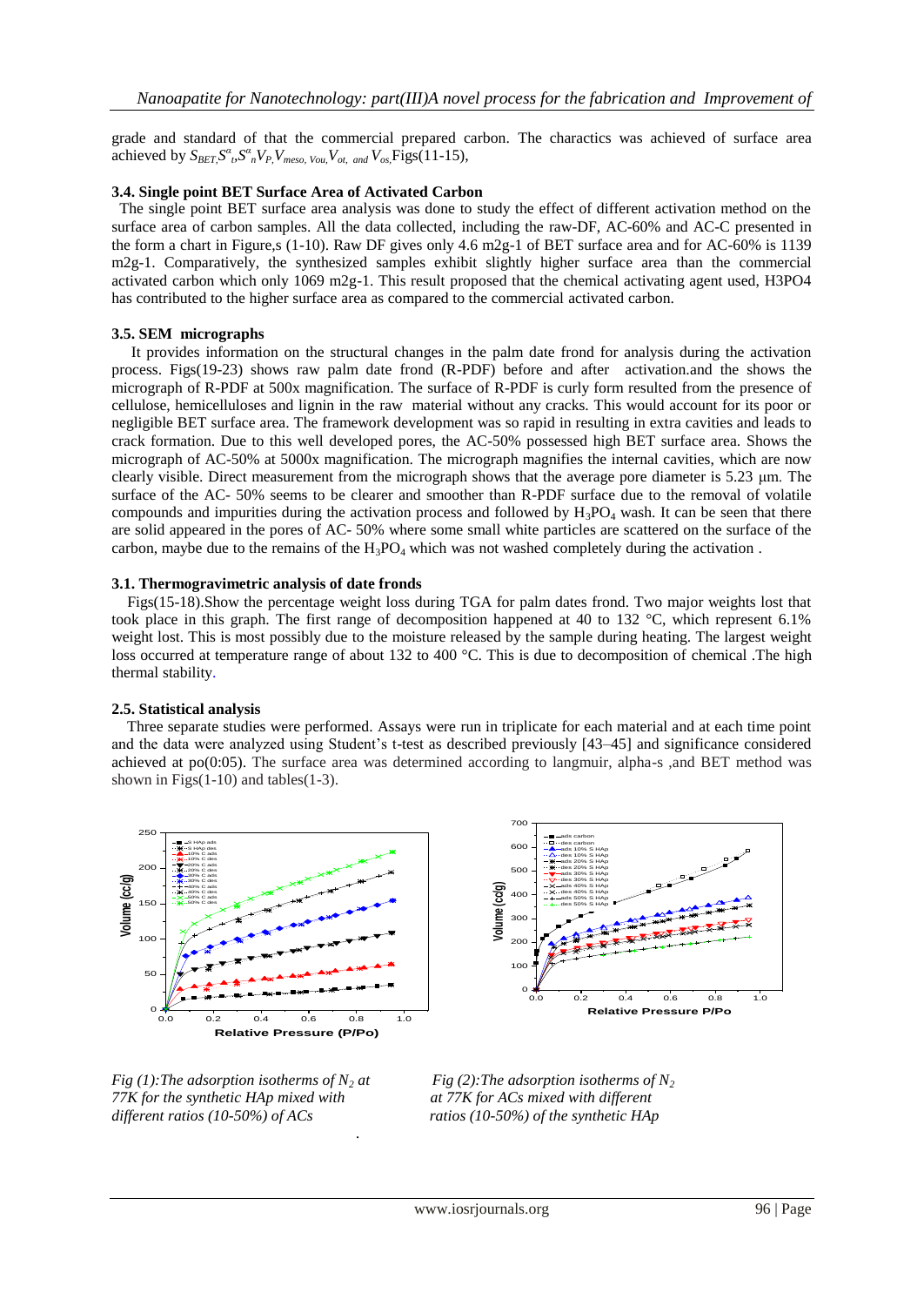grade and standard of that the commercial prepared carbon. The charactics was achieved of surface area achieved by $S_{BET}, S^{\alpha}_{t}, S^{\alpha}_{n} V_{P}, V_{meso,} V_{ou,} V_{ot,}$ $_{and}$ $V_{os,}$Figs(11-15),

### 3.4. Single point BET Surface Area of Activated Carbon

The single point BET surface area analysis was done to study the effect of different activation method on the surface area of carbon samples. All the data collected, including the raw-DF, AC-60% and AC-C presented in the form a chart in Figure,s (1-10). Raw DF gives only 4.6 m2g-1 of BET surface area and for AC-60% is 1139 m2g-1. Comparatively, the synthesized samples exhibit slightly higher surface area than the commercial activated carbon which only 1069 m2g-1. This result proposed that the chemical activating agent used, H3PO4 has contributed to the higher surface area as compared to the commercial activated carbon.

### 3.5. SEM micrographs

It provides information on the structural changes in the palm date frond for analysis during the activation process. Figs(19-23) shows raw palm date frond (R-PDF) before and after activation.and shows the micrograph of R-PDF at 500x magnification. The surface of R-PDF is curly form resulted from the presence of cellulose, hemicelluloses and lignin in the raw material without any cracks. This would account for its poor or negligible BET surface area. The framework development was so rapid in resulting in extra cavities and leads to crack formation. Due to this well developed pores, the AC-50% possessed high BET surface area. Shows the micrograph of AC-50% at 5000x magnification. The micrograph magnifies the internal cavities, which are now clearly visible. Direct measurement from the micrograph shows that the average pore diameter is 5.23 μm. The surface of the AC- 50% seems to be clearer and smoother than R-PDF surface due to the removal of volatile compounds and impurities during the activation process and followed by $H_3PO_4$ wash. It can be seen that there are solid appeared in the pores of AC- 50% where some small white particles are scattered on the surface of the carbon, maybe due to the remains of the $H_3PO_4$ which was not washed completely during the activation .

### 3.1. Thermogravimetric analysis of date fronds

Figs(15-18).Show the percentage weight loss during TGA for palm dates frond. Two major weights lost that took place in this graph. The first range of decomposition happened at 40 to 132 °C, which represent 6.1% weight lost. This is most possibly due to the moisture released by the sample during heating. The largest weight loss occurred at temperature range of about 132 to 400 °C. This is due to decomposition of chemical .The high thermal stability.

### 2.5. Statistical analysis

Three separate studies were performed. Assays were run in triplicate for each material and at each time point and the data were analyzed using Student's t-test as described previously [43–45] and significance considered achieved at po(0:05). The surface area was determined according to langmuir, alpha-s ,and BET method was shown in Figs(1-10) and tables(1-3).

*Fig (1):The adsorption isotherms of $N_2$ at 77K for the synthetic HAp mixed with different ratios (10-50%) of ACs*

*Fig (2):The adsorption isotherms of $N_2$ at 77K for ACs mixed with different ratios (10-50%) of the synthetic HAp*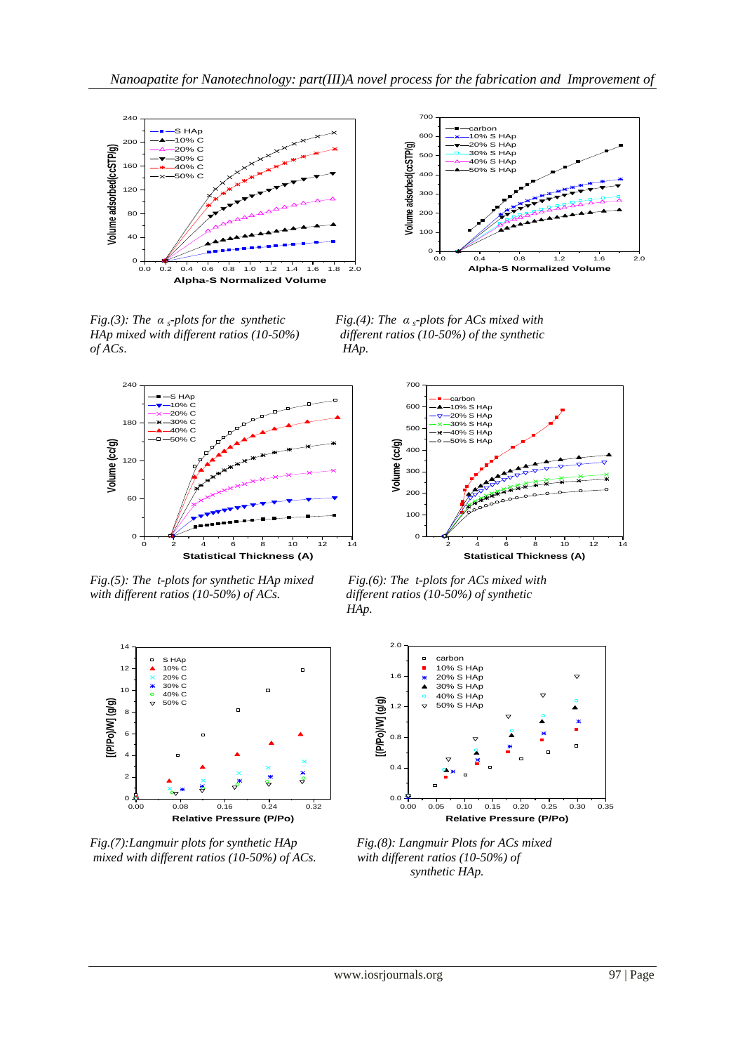*Fig.(3): The $\alpha_s$-plots for the synthetic HAp mixed with different ratios (10-50%) of ACs.*

*Fig.(4): The $\alpha_s$-plots for ACs mixed with different ratios (10-50%) of the synthetic HAp.*

*Fig.(5): The t-plots for synthetic HAp mixed with different ratios (10-50%) of ACs.*

*Fig.(6): The t-plots for ACs mixed with different ratios (10-50%) of synthetic HAp.*

*Fig.(7):Langmuir plots for synthetic HAp mixed with different ratios (10-50%) of ACs.*

*Fig.(8): Langmuir Plots for ACs mixed with different ratios (10-50%) of synthetic HAp.*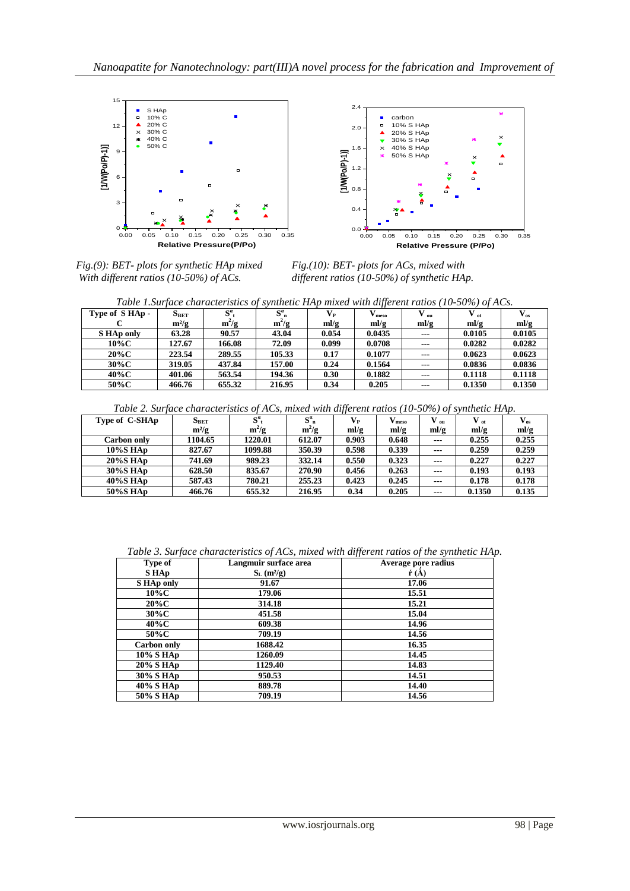*Fig.(9): BET- plots for synthetic HAp mixed With different ratios (10-50%) of ACs.*

*Fig.(10): BET- plots for ACs, mixed with different ratios (10-50%) of synthetic HAp.*

*Table 1.Surface characteristics of synthetic HAp mixed with different ratios (10-50%) of ACs.*

| Type of S HAp - C | $S_{BET}$ $m^2/g$ | $S^{\alpha}_{t}$ $m^2/g$ | $S^{\alpha}_{n}$ $m^2/g$ | $V_P$ ml/g | $V_{meso}$ ml/g | $V_{ou}$ ml/g | $V_{ot}$ ml/g | $V_{os}$ ml/g |
|---|---|---|---|---|---|---|---|---|
| S HAp only | 63.28 | 90.57 | 43.04 | 0.054 | 0.0435 | --- | 0.0105 | 0.0105 |
| 10%C | 127.67 | 166.08 | 72.09 | 0.099 | 0.0708 | --- | 0.0282 | 0.0282 |
| 20%C | 223.54 | 289.55 | 105.33 | 0.17 | 0.1077 | --- | 0.0623 | 0.0623 |
| 30%C | 319.05 | 437.84 | 157.00 | 0.24 | 0.1564 | --- | 0.0836 | 0.0836 |
| 40%C | 401.06 | 563.54 | 194.36 | 0.30 | 0.1882 | --- | 0.1118 | 0.1118 |
| 50%C | 466.76 | 655.32 | 216.95 | 0.34 | 0.205 | --- | 0.1350 | 0.1350 |

*Table 2. Surface characteristics of ACs, mixed with different ratios (10-50%) of synthetic HAp.*

| Type of C-SHAp | $S_{BET}$ $m^2/g$ | $S^{\alpha}_{t}$ $m^2/g$ | $S^{\alpha}_{n}$ $m^2/g$ | $V_P$ ml/g | $V_{meso}$ ml/g | $V_{ou}$ ml/g | $V_{ot}$ ml/g | $V_{os}$ ml/g |
|---|---|---|---|---|---|---|---|---|
| Carbon only | 1104.65 | 1220.01 | 612.07 | 0.903 | 0.648 | --- | 0.255 | 0.255 |
| 10%S HAp | 827.67 | 1099.88 | 350.39 | 0.598 | 0.339 | --- | 0.259 | 0.259 |
| 20%S HAp | 741.69 | 989.23 | 332.14 | 0.550 | 0.323 | --- | 0.227 | 0.227 |
| 30%S HAp | 628.50 | 835.67 | 270.90 | 0.456 | 0.263 | --- | 0.193 | 0.193 |
| 40%S HAp | 587.43 | 780.21 | 255.23 | 0.423 | 0.245 | --- | 0.178 | 0.178 |
| 50%S HAp | 466.76 | 655.32 | 216.95 | 0.34 | 0.205 | --- | 0.1350 | 0.135 |

*Table 3. Surface characteristics of ACs, mixed with different ratios of the synthetic HAp.*

| Type of S HAp | Langmuir surface area $S_L$ ($m^2/g$) | Average pore radius $\acute{r}$ (Å) |
|---|---|---|
| S HAp only | 91.67 | 17.06 |
| 10%C | 179.06 | 15.51 |
| 20%C | 314.18 | 15.21 |
| 30%C | 451.58 | 15.04 |
| 40%C | 609.38 | 14.96 |
| 50%C | 709.19 | 14.56 |
| Carbon only | 1688.42 | 16.35 |
| 10% S HAp | 1260.09 | 14.45 |
| 20% S HAp | 1129.40 | 14.83 |
| 30% S HAp | 950.53 | 14.51 |
| 40% S HAp | 889.78 | 14.40 |
| 50% S HAp | 709.19 | 14.56 |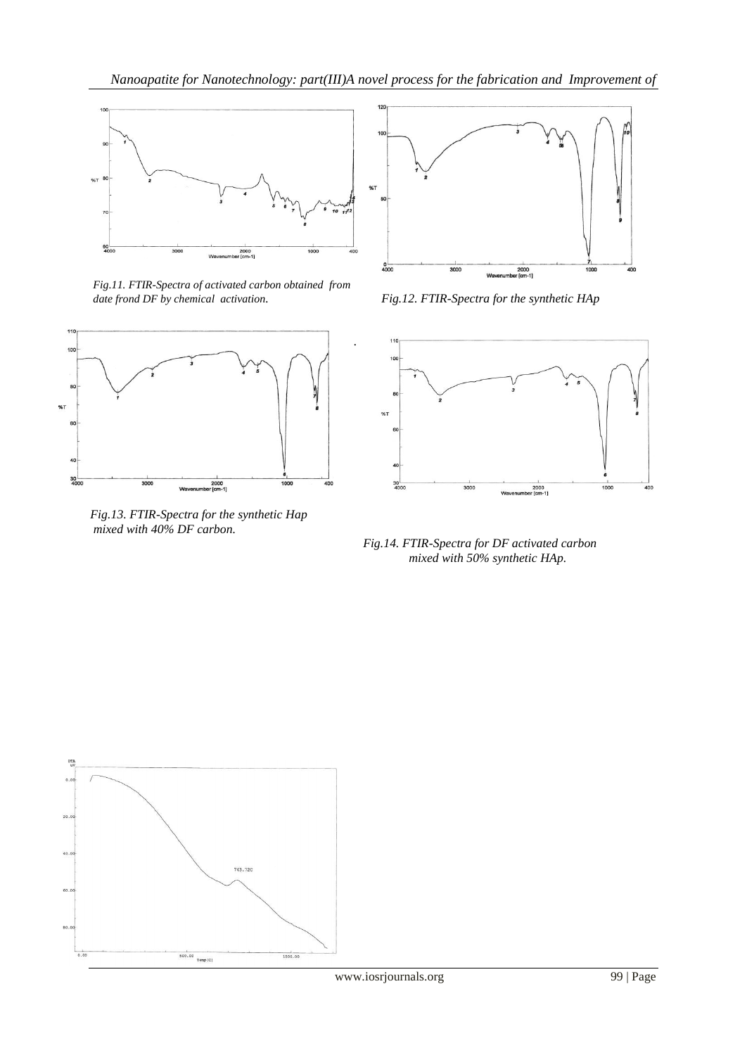Fig.11. FTIR-Spectra of activated carbon obtained from date frond DF by chemical activation.

Fig.12. FTIR-Spectra for the synthetic HAp

Fig.13. FTIR-Spectra for the synthetic Hap mixed with 40% DF carbon.

Fig.14. FTIR-Spectra for DF activated carbon mixed with 50% synthetic HAp.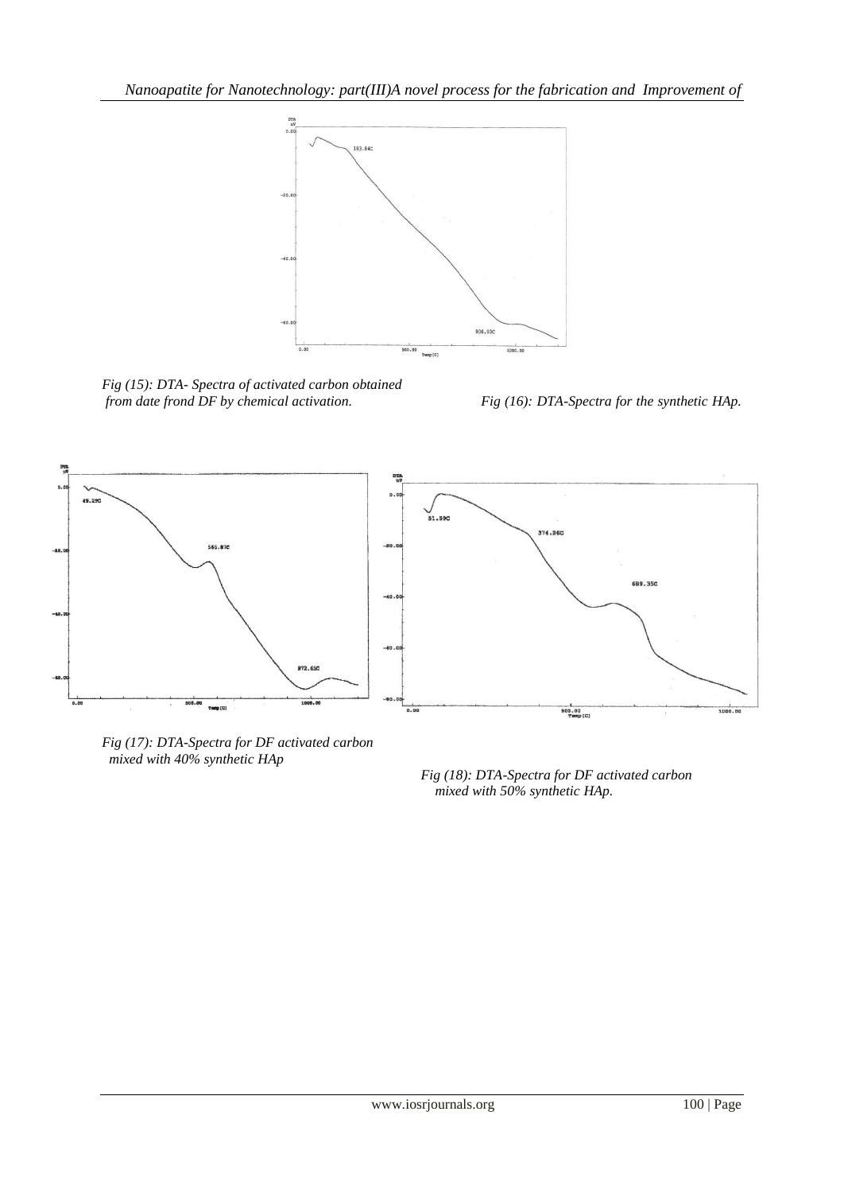Fig (15): DTA- Spectra of activated carbon obtained from date frond DF by chemical activation.

Fig (16): DTA-Spectra for the synthetic HAp.

Fig (17): DTA-Spectra for DF activated carbon mixed with 40% synthetic HAp

Fig (18): DTA-Spectra for DF activated carbon mixed with 50% synthetic HAp.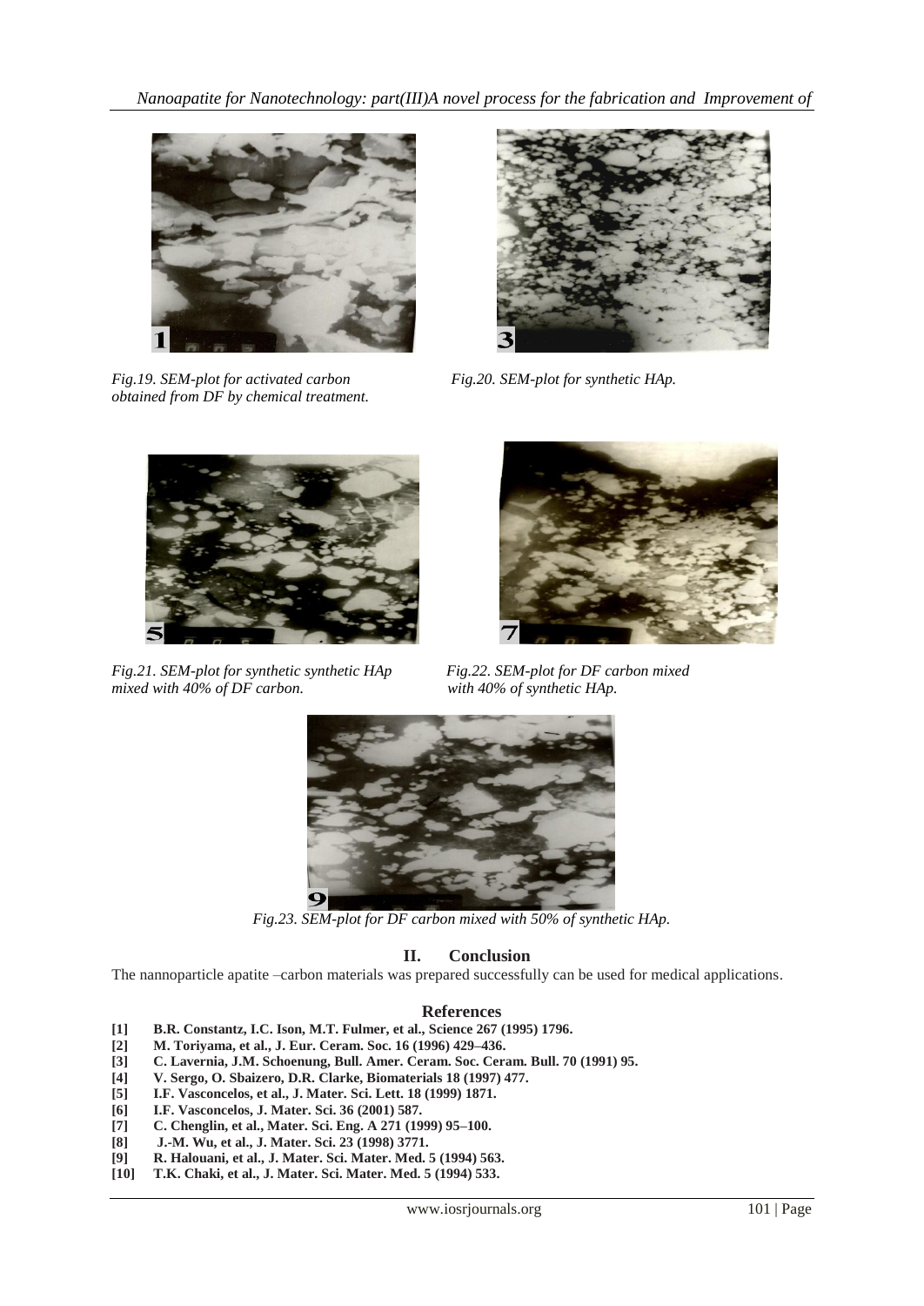Fig.19. SEM-plot for activated carbon obtained from DF by chemical treatment.

Fig.20. SEM-plot for synthetic HAp.

Fig.21. SEM-plot for synthetic synthetic HAp mixed with 40% of DF carbon.

Fig.22. SEM-plot for DF carbon mixed with 40% of synthetic HAp.

Fig.23. SEM-plot for DF carbon mixed with 50% of synthetic HAp.

## II. Conclusion

The nannoparticle apatite –carbon materials was prepared successfully can be used for medical applications.

## References

- [1] B.R. Constantz, I.C. Ison, M.T. Fulmer, et al., Science 267 (1995) 1796.
- [2] M. Toriyama, et al., J. Eur. Ceram. Soc. 16 (1996) 429–436.
- [3] C. Lavernia, J.M. Schoenung, Bull. Amer. Ceram. Soc. Ceram. Bull. 70 (1991) 95.
- [4] V. Sergo, O. Sbaizero, D.R. Clarke, Biomaterials 18 (1997) 477.
- [5] I.F. Vasconcelos, et al., J. Mater. Sci. Lett. 18 (1999) 1871.
- [6] I.F. Vasconcelos, J. Mater. Sci. 36 (2001) 587.
- [7] C. Chenglin, et al., Mater. Sci. Eng. A 271 (1999) 95–100.
- [8] J.-M. Wu, et al., J. Mater. Sci. 23 (1998) 3771.
- [9] R. Halouani, et al., J. Mater. Sci. Mater. Med. 5 (1994) 563.
- [10] T.K. Chaki, et al., J. Mater. Sci. Mater. Med. 5 (1994) 533.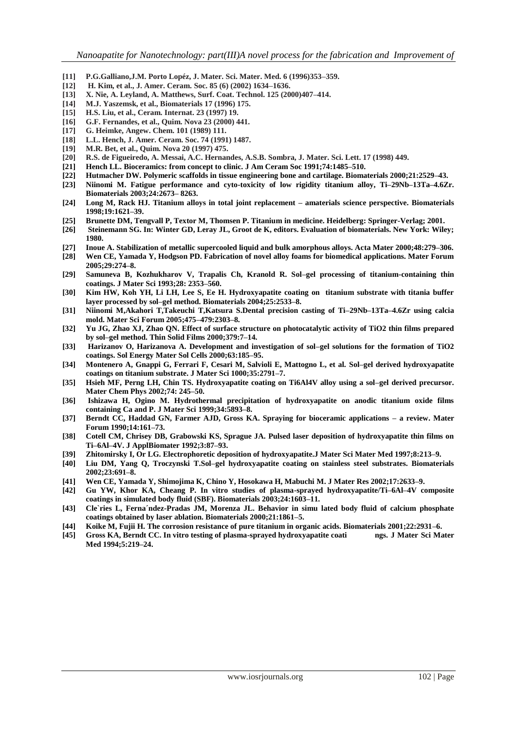- [11] P.G.Galliano,J.M. Porto Lopéz, J. Mater. Sci. Mater. Med. 6 (1996)353–359.
- [12] H. Kim, et al., J. Amer. Ceram. Soc. 85 (6) (2002) 1634–1636.
- [13] X. Nie, A. Leyland, A. Matthews, Surf. Coat. Technol. 125 (2000)407–414.
- [14] M.J. Yaszemsk, et al., Biomaterials 17 (1996) 175.
- [15] H.S. Liu, et al., Ceram. Internat. 23 (1997) 19.
- [16] G.F. Fernandes, et al., Quim. Nova 23 (2000) 441.
- [17] G. Heimke, Angew. Chem. 101 (1989) 111.
- [18] L.L. Hench, J. Amer. Ceram. Soc. 74 (1991) 1487.
- [19] M.R. Bet, et al., Quim. Nova 20 (1997) 475.
- [20] R.S. de Figueiredo, A. Messai, A.C. Hernandes, A.S.B. Sombra, J. Mater. Sci. Lett. 17 (1998) 449.
- [21] Hench LL. Bioceramics: from concept to clinic. J Am Ceram Soc 1991;74:1485–510.
- [22] Hutmacher DW. Polymeric scaffolds in tissue engineering bone and cartilage. Biomaterials 2000;21:2529–43.
- [23] Niinomi M. Fatigue performance and cyto-toxicity of low rigidity titanium alloy, Ti–29Nb–13Ta–4.6Zr. Biomaterials 2003;24:2673– 8263.
- [24] Long M, Rack HJ. Titanium alloys in total joint replacement – amaterials science perspective. Biomaterials 1998;19:1621–39.
- [25] Brunette DM, Tengvall P, Textor M, Thomsen P. Titanium in medicine. Heidelberg: Springer-Verlag; 2001.
- [26] Steinemann SG. In: Winter GD, Leray JL, Groot de K, editors. Evaluation of biomaterials. New York: Wiley; 1980.
- [27] Inoue A. Stabilization of metallic supercooled liquid and bulk amorphous alloys. Acta Mater 2000;48:279–306.
- [28] Wen CE, Yamada Y, Hodgson PD. Fabrication of novel alloy foams for biomedical applications. Mater Forum 2005;29:274–8.
- [29] Samuneva B, Kozhukharov V, Trapalis Ch, Kranold R. Sol–gel processing of titanium-containing thin coatings. J Mater Sci 1993;28: 2353–560.
- [30] Kim HW, Koh YH, Li LH, Lee S, Ee H. Hydroxyapatite coating on titanium substrate with titania buffer layer processed by sol–gel method. Biomaterials 2004;25:2533–8.
- [31] Niinomi M,Akahori T,Takeuchi T,Katsura S.Dental precision casting of Ti–29Nb–13Ta–4.6Zr using calcia mold. Mater Sci Forum 2005;475–479:2303–8.
- [32] Yu JG, Zhao XJ, Zhao QN. Effect of surface structure on photocatalytic activity of TiO2 thin films prepared by sol–gel method. Thin Solid Films 2000;379:7–14.
- [33] Harizanov O, Harizanova A. Development and investigation of sol–gel solutions for the formation of TiO2 coatings. Sol Energy Mater Sol Cells 2000;63:185–95.
- [34] Montenero A, Gnappi G, Ferrari F, Cesari M, Salvioli E, Mattogno L, et al. Sol–gel derived hydroxyapatite coatings on titanium substrate. J Mater Sci 1000;35:2791–7.
- [35] Hsieh MF, Perng LH, Chin TS. Hydroxyapatite coating on Ti6Al4V alloy using a sol–gel derived precursor. Mater Chem Phys 2002;74: 245–50.
- [36] Ishizawa H, Ogino M. Hydrothermal precipitation of hydroxyapatite on anodic titanium oxide films containing Ca and P. J Mater Sci 1999;34:5893–8.
- [37] Berndt CC, Haddad GN, Farmer AJD, Gross KA. Spraying for bioceramic applications – a review. Mater Forum 1990;14:161–73.
- [38] Cotell CM, Chrisey DB, Grabowski KS, Sprague JA. Pulsed laser deposition of hydroxyapatite thin films on Ti–6Al–4V. J ApplBiomater 1992;3:87–93.
- [39] Zhitomirsky I, Or LG. Electrophoretic deposition of hydroxyapatite.J Mater Sci Mater Med 1997;8:213–9.
- [40] Liu DM, Yang Q, Troczynski T.Sol–gel hydroxyapatite coating on stainless steel substrates. Biomaterials 2002;23:691–8.
- [41] Wen CE, Yamada Y, Shimojima K, Chino Y, Hosokawa H, Mabuchi M. J Mater Res 2002;17:2633–9.
- [42] Gu YW, Khor KA, Cheang P. In vitro studies of plasma-sprayed hydroxyapatite/Ti–6Al–4V composite coatings in simulated body fluid (SBF). Biomaterials 2003;24:1603–11.
- [43] Cle`ries L, Ferna´ndez-Pradas JM, Morenza JL. Behavior in simu lated body fluid of calcium phosphate coatings obtained by laser ablation. Biomaterials 2000;21:1861–5.
- [44] Koike M, Fujii H. The corrosion resistance of pure titanium in organic acids. Biomaterials 2001;22:2931–6.
- [45] Gross KA, Berndt CC. In vitro testing of plasma-sprayed hydroxyapatite coati ngs. J Mater Sci Mater Med 1994;5:219–24.